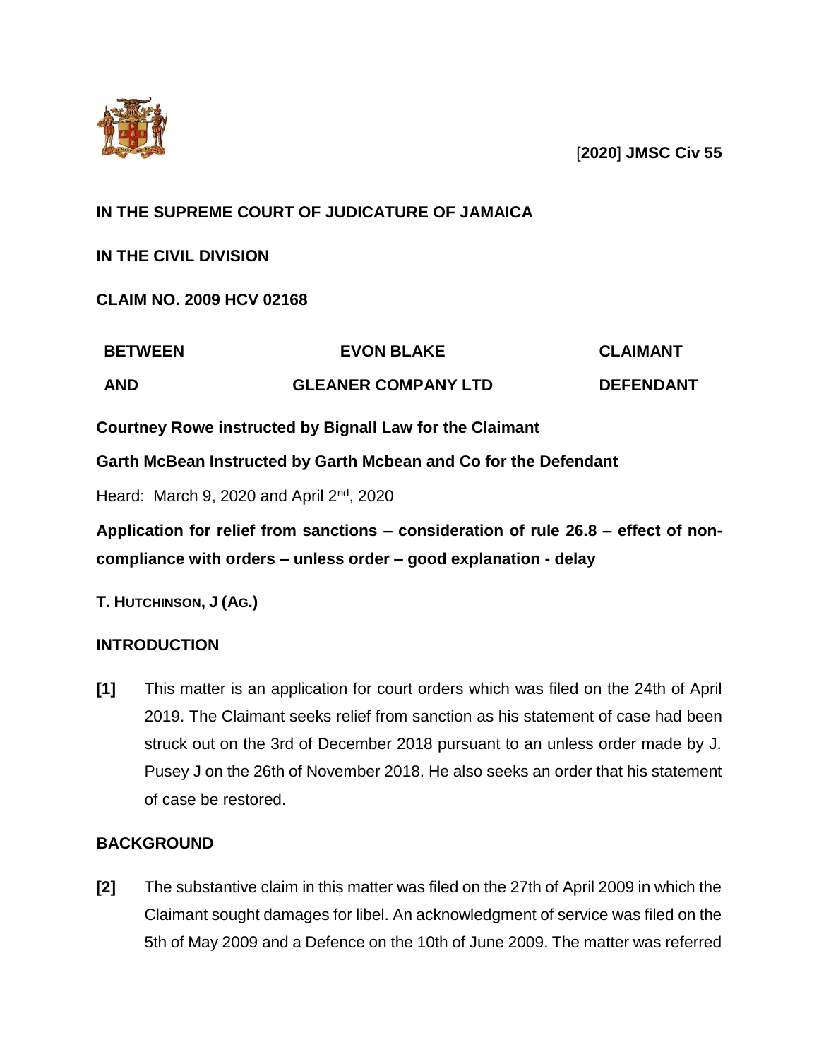[**2020**] **JMSC Civ 55**

**IN THE SUPREME COURT OF JUDICATURE OF JAMAICA**

**IN THE CIVIL DIVISION**

**CLAIM NO. 2009 HCV 02168**

| | | |
|---|---|---|
| **BETWEEN** | **EVON BLAKE** | **CLAIMANT** |
| **AND** | **GLEANER COMPANY LTD** | **DEFENDANT** |

**Courtney Rowe instructed by Bignall Law for the Claimant**

**Garth McBean Instructed by Garth Mcbean and Co for the Defendant**

Heard: March 9, 2020 and April 2nd, 2020

**Application for relief from sanctions – consideration of rule 26.8 – effect of non-compliance with orders – unless order – good explanation - delay**

**T. HUTCHINSON, J (AG.)**

## INTRODUCTION

**[1]** This matter is an application for court orders which was filed on the 24th of April 2019. The Claimant seeks relief from sanction as his statement of case had been struck out on the 3rd of December 2018 pursuant to an unless order made by J. Pusey J on the 26th of November 2018. He also seeks an order that his statement of case be restored.

## BACKGROUND

**[2]** The substantive claim in this matter was filed on the 27th of April 2009 in which the Claimant sought damages for libel. An acknowledgment of service was filed on the 5th of May 2009 and a Defence on the 10th of June 2009. The matter was referred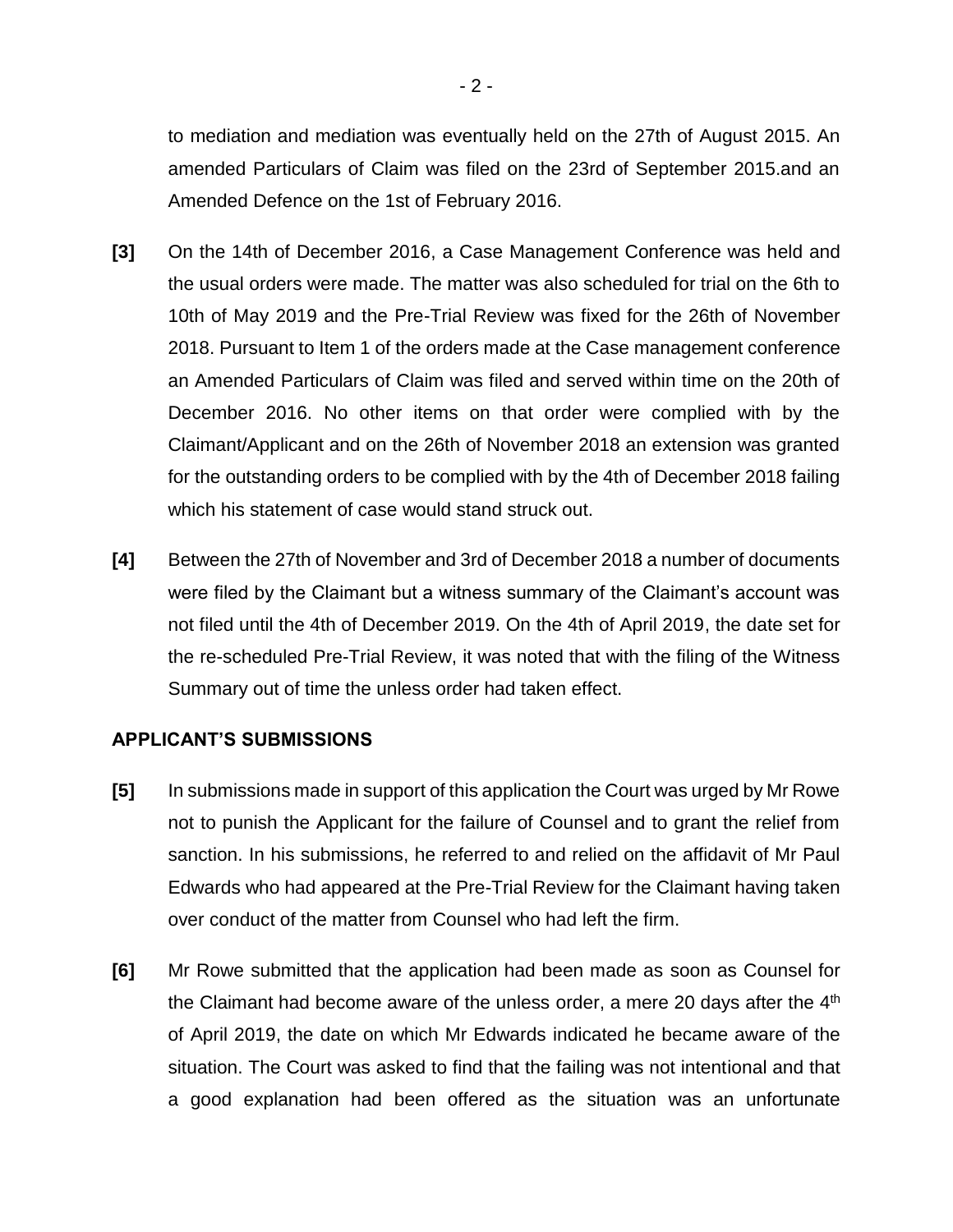to mediation and mediation was eventually held on the 27th of August 2015. An amended Particulars of Claim was filed on the 23rd of September 2015.and an Amended Defence on the 1st of February 2016.

**[3]** On the 14th of December 2016, a Case Management Conference was held and the usual orders were made. The matter was also scheduled for trial on the 6th to 10th of May 2019 and the Pre-Trial Review was fixed for the 26th of November 2018. Pursuant to Item 1 of the orders made at the Case management conference an Amended Particulars of Claim was filed and served within time on the 20th of December 2016. No other items on that order were complied with by the Claimant/Applicant and on the 26th of November 2018 an extension was granted for the outstanding orders to be complied with by the 4th of December 2018 failing which his statement of case would stand struck out.

**[4]** Between the 27th of November and 3rd of December 2018 a number of documents were filed by the Claimant but a witness summary of the Claimant's account was not filed until the 4th of December 2019. On the 4th of April 2019, the date set for the re-scheduled Pre-Trial Review, it was noted that with the filing of the Witness Summary out of time the unless order had taken effect.

### APPLICANT'S SUBMISSIONS

**[5]** In submissions made in support of this application the Court was urged by Mr Rowe not to punish the Applicant for the failure of Counsel and to grant the relief from sanction. In his submissions, he referred to and relied on the affidavit of Mr Paul Edwards who had appeared at the Pre-Trial Review for the Claimant having taken over conduct of the matter from Counsel who had left the firm.

**[6]** Mr Rowe submitted that the application had been made as soon as Counsel for the Claimant had become aware of the unless order, a mere 20 days after the 4th of April 2019, the date on which Mr Edwards indicated he became aware of the situation. The Court was asked to find that the failing was not intentional and that a good explanation had been offered as the situation was an unfortunate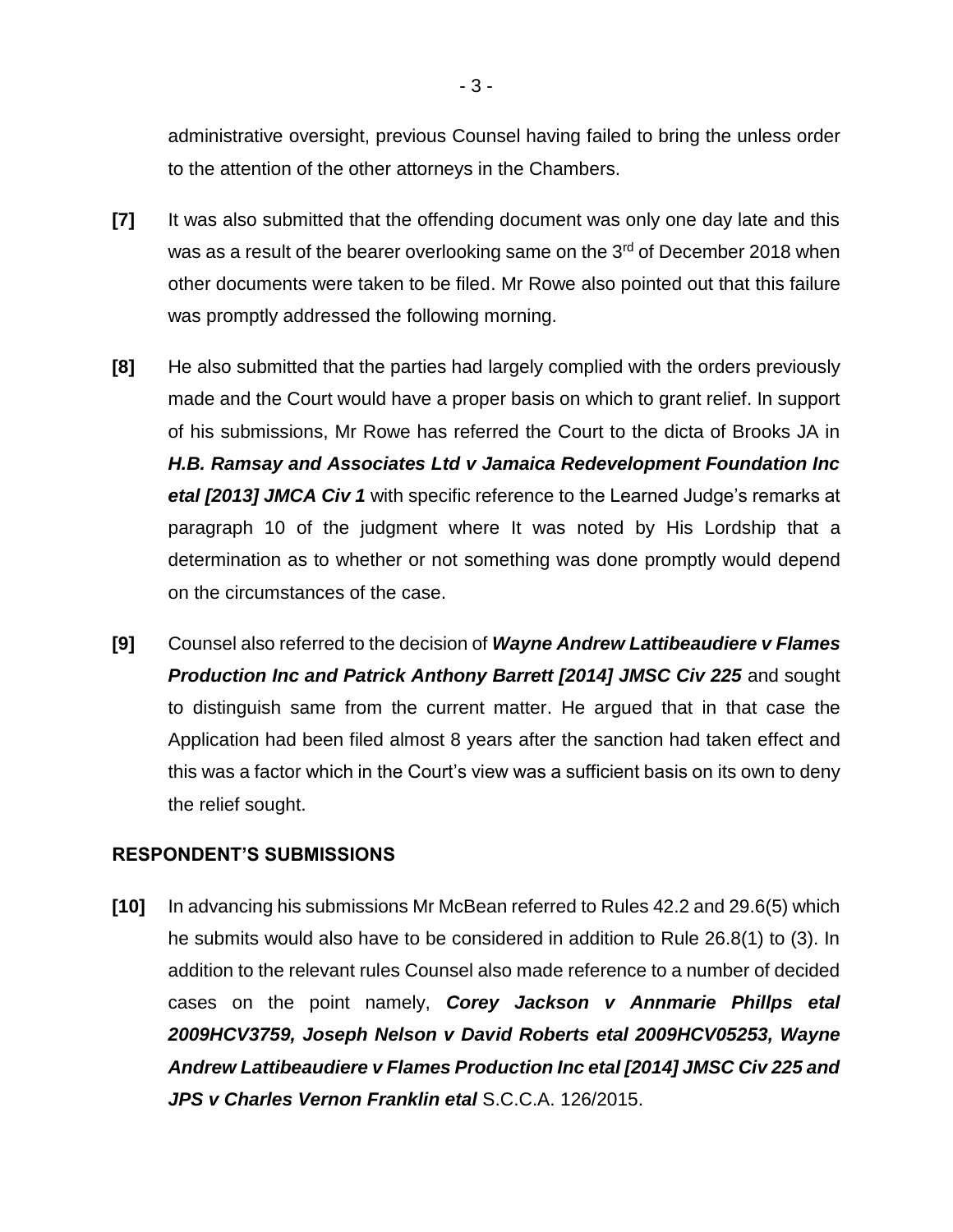administrative oversight, previous Counsel having failed to bring the unless order to the attention of the other attorneys in the Chambers.

**[7]** It was also submitted that the offending document was only one day late and this was as a result of the bearer overlooking same on the 3rd of December 2018 when other documents were taken to be filed. Mr Rowe also pointed out that this failure was promptly addressed the following morning.

**[8]** He also submitted that the parties had largely complied with the orders previously made and the Court would have a proper basis on which to grant relief. In support of his submissions, Mr Rowe has referred the Court to the dicta of Brooks JA in ***H.B. Ramsay and Associates Ltd v Jamaica Redevelopment Foundation Inc etal [2013] JMCA Civ 1*** with specific reference to the Learned Judge's remarks at paragraph 10 of the judgment where It was noted by His Lordship that a determination as to whether or not something was done promptly would depend on the circumstances of the case.

**[9]** Counsel also referred to the decision of ***Wayne Andrew Lattibeaudiere v Flames Production Inc and Patrick Anthony Barrett [2014] JMSC Civ 225*** and sought to distinguish same from the current matter. He argued that in that case the Application had been filed almost 8 years after the sanction had taken effect and this was a factor which in the Court's view was a sufficient basis on its own to deny the relief sought.

## RESPONDENT'S SUBMISSIONS

**[10]** In advancing his submissions Mr McBean referred to Rules 42.2 and 29.6(5) which he submits would also have to be considered in addition to Rule 26.8(1) to (3). In addition to the relevant rules Counsel also made reference to a number of decided cases on the point namely, ***Corey Jackson v Annmarie Phillps etal 2009HCV3759, Joseph Nelson v David Roberts etal 2009HCV05253, Wayne Andrew Lattibeaudiere v Flames Production Inc etal [2014] JMSC Civ 225 and JPS v Charles Vernon Franklin etal*** S.C.C.A. 126/2015.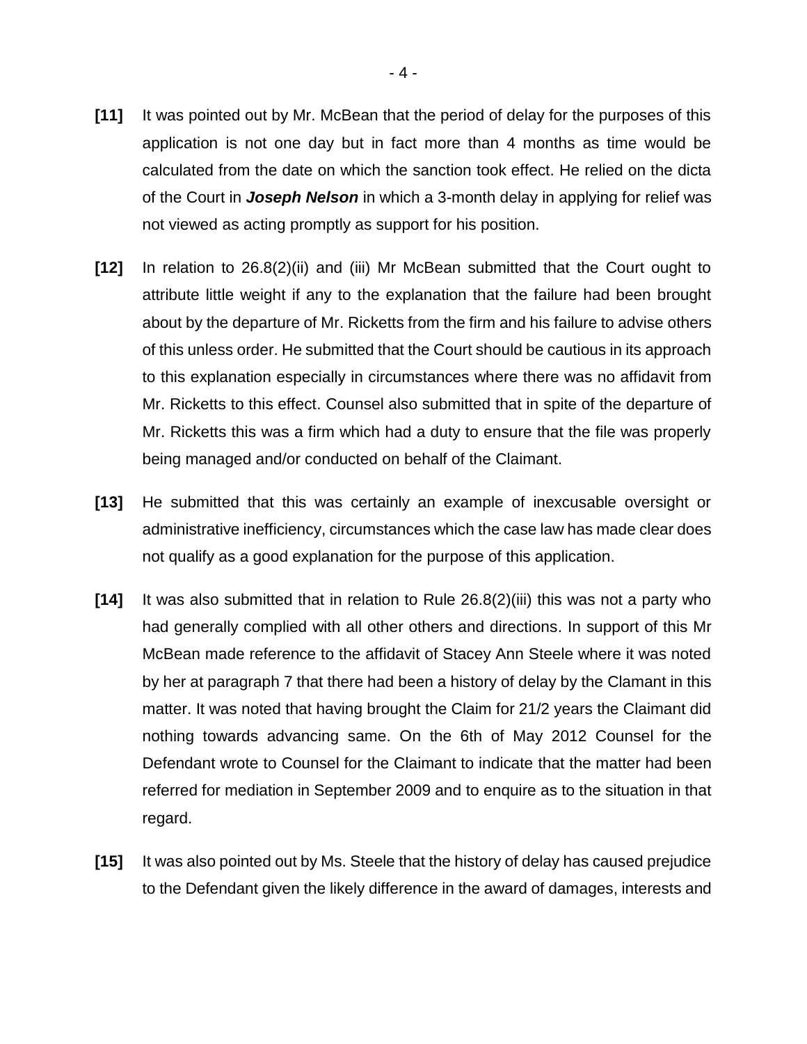**[11]** It was pointed out by Mr. McBean that the period of delay for the purposes of this application is not one day but in fact more than 4 months as time would be calculated from the date on which the sanction took effect. He relied on the dicta of the Court in ***Joseph Nelson*** in which a 3-month delay in applying for relief was not viewed as acting promptly as support for his position.

**[12]** In relation to 26.8(2)(ii) and (iii) Mr McBean submitted that the Court ought to attribute little weight if any to the explanation that the failure had been brought about by the departure of Mr. Ricketts from the firm and his failure to advise others of this unless order. He submitted that the Court should be cautious in its approach to this explanation especially in circumstances where there was no affidavit from Mr. Ricketts to this effect. Counsel also submitted that in spite of the departure of Mr. Ricketts this was a firm which had a duty to ensure that the file was properly being managed and/or conducted on behalf of the Claimant.

**[13]** He submitted that this was certainly an example of inexcusable oversight or administrative inefficiency, circumstances which the case law has made clear does not qualify as a good explanation for the purpose of this application.

**[14]** It was also submitted that in relation to Rule 26.8(2)(iii) this was not a party who had generally complied with all other others and directions. In support of this Mr McBean made reference to the affidavit of Stacey Ann Steele where it was noted by her at paragraph 7 that there had been a history of delay by the Clamant in this matter. It was noted that having brought the Claim for 21/2 years the Claimant did nothing towards advancing same. On the 6th of May 2012 Counsel for the Defendant wrote to Counsel for the Claimant to indicate that the matter had been referred for mediation in September 2009 and to enquire as to the situation in that regard.

**[15]** It was also pointed out by Ms. Steele that the history of delay has caused prejudice to the Defendant given the likely difference in the award of damages, interests and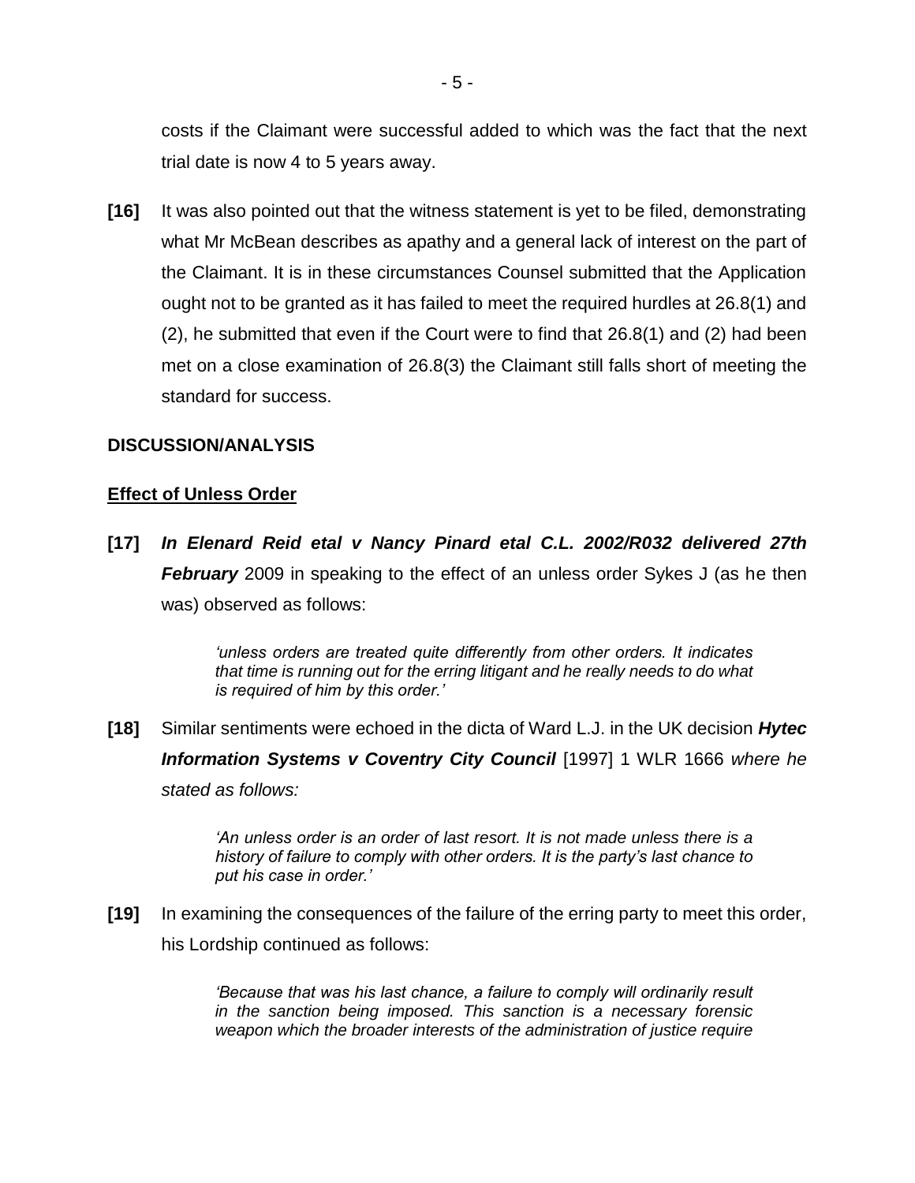costs if the Claimant were successful added to which was the fact that the next trial date is now 4 to 5 years away.

**[16]** It was also pointed out that the witness statement is yet to be filed, demonstrating what Mr McBean describes as apathy and a general lack of interest on the part of the Claimant. It is in these circumstances Counsel submitted that the Application ought not to be granted as it has failed to meet the required hurdles at 26.8(1) and (2), he submitted that even if the Court were to find that 26.8(1) and (2) had been met on a close examination of 26.8(3) the Claimant still falls short of meeting the standard for success.

**DISCUSSION/ANALYSIS**

**Effect of Unless Order**

**[17]** ***In Elenard Reid etal v Nancy Pinard etal C.L. 2002/R032 delivered 27th February*** 2009 in speaking to the effect of an unless order Sykes J (as he then was) observed as follows:

> *'unless orders are treated quite differently from other orders. It indicates that time is running out for the erring litigant and he really needs to do what is required of him by this order.'*

**[18]** Similar sentiments were echoed in the dicta of Ward L.J. in the UK decision ***Hytec Information Systems v Coventry City Council*** [1997] 1 WLR 1666 *where he stated as follows:*

> *'An unless order is an order of last resort. It is not made unless there is a history of failure to comply with other orders. It is the party's last chance to put his case in order.'*

**[19]** In examining the consequences of the failure of the erring party to meet this order, his Lordship continued as follows:

> *'Because that was his last chance, a failure to comply will ordinarily result in the sanction being imposed. This sanction is a necessary forensic weapon which the broader interests of the administration of justice require*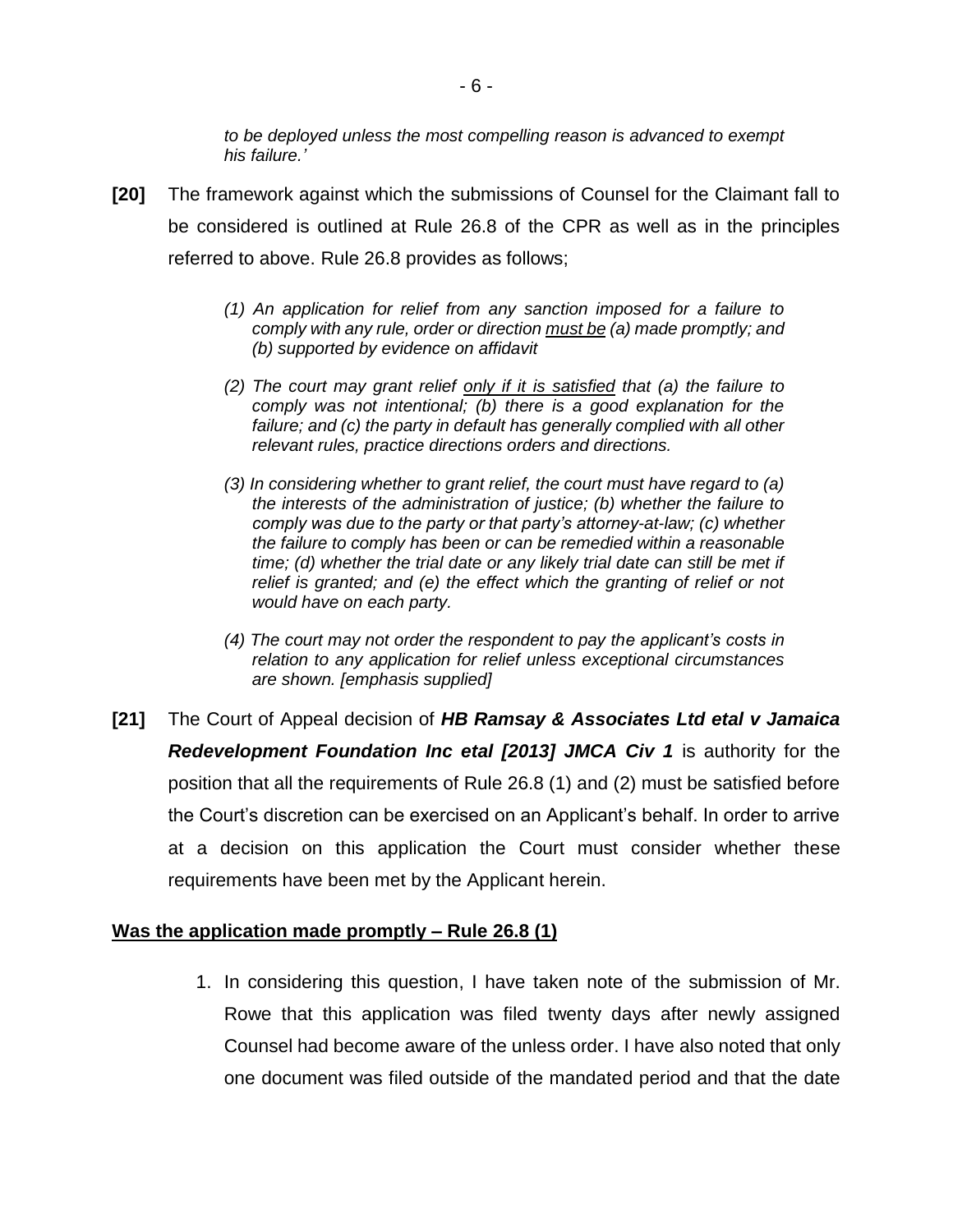*to be deployed unless the most compelling reason is advanced to exempt his failure.'*

**[20]** The framework against which the submissions of Counsel for the Claimant fall to be considered is outlined at Rule 26.8 of the CPR as well as in the principles referred to above. Rule 26.8 provides as follows;

> *(1) An application for relief from any sanction imposed for a failure to comply with any rule, order or direction <u>must be</u> (a) made promptly; and (b) supported by evidence on affidavit*
>
> *(2) The court may grant relief <u>only if it is satisfied</u> that (a) the failure to comply was not intentional; (b) there is a good explanation for the failure; and (c) the party in default has generally complied with all other relevant rules, practice directions orders and directions.*
>
> *(3) In considering whether to grant relief, the court must have regard to (a) the interests of the administration of justice; (b) whether the failure to comply was due to the party or that party's attorney-at-law; (c) whether the failure to comply has been or can be remedied within a reasonable time; (d) whether the trial date or any likely trial date can still be met if relief is granted; and (e) the effect which the granting of relief or not would have on each party.*
>
> *(4) The court may not order the respondent to pay the applicant's costs in relation to any application for relief unless exceptional circumstances are shown. [emphasis supplied]*

**[21]** The Court of Appeal decision of ***HB Ramsay & Associates Ltd etal v Jamaica Redevelopment Foundation Inc etal [2013] JMCA Civ 1*** is authority for the position that all the requirements of Rule 26.8 (1) and (2) must be satisfied before the Court's discretion can be exercised on an Applicant's behalf. In order to arrive at a decision on this application the Court must consider whether these requirements have been met by the Applicant herein.

**<u>Was the application made promptly – Rule 26.8 (1)</u>**

1. In considering this question, I have taken note of the submission of Mr. Rowe that this application was filed twenty days after newly assigned Counsel had become aware of the unless order. I have also noted that only one document was filed outside of the mandated period and that the date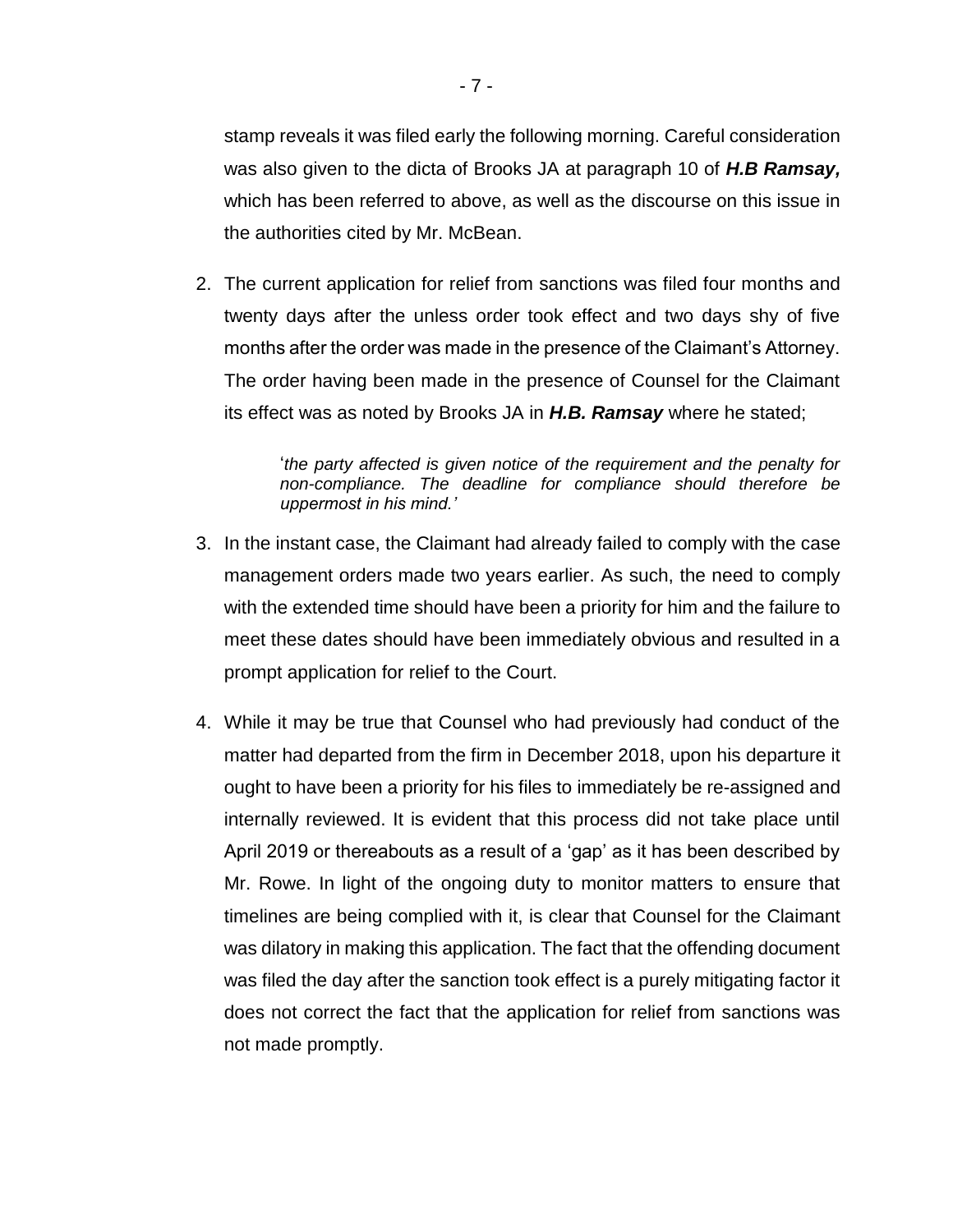stamp reveals it was filed early the following morning. Careful consideration was also given to the dicta of Brooks JA at paragraph 10 of ***H.B Ramsay,*** which has been referred to above, as well as the discourse on this issue in the authorities cited by Mr. McBean.

2. The current application for relief from sanctions was filed four months and twenty days after the unless order took effect and two days shy of five months after the order was made in the presence of the Claimant's Attorney. The order having been made in the presence of Counsel for the Claimant its effect was as noted by Brooks JA in ***H.B. Ramsay*** where he stated;

   > '*the party affected is given notice of the requirement and the penalty for non-compliance. The deadline for compliance should therefore be uppermost in his mind.'*

3. In the instant case, the Claimant had already failed to comply with the case management orders made two years earlier. As such, the need to comply with the extended time should have been a priority for him and the failure to meet these dates should have been immediately obvious and resulted in a prompt application for relief to the Court.

4. While it may be true that Counsel who had previously had conduct of the matter had departed from the firm in December 2018, upon his departure it ought to have been a priority for his files to immediately be re-assigned and internally reviewed. It is evident that this process did not take place until April 2019 or thereabouts as a result of a 'gap' as it has been described by Mr. Rowe. In light of the ongoing duty to monitor matters to ensure that timelines are being complied with it, is clear that Counsel for the Claimant was dilatory in making this application. The fact that the offending document was filed the day after the sanction took effect is a purely mitigating factor it does not correct the fact that the application for relief from sanctions was not made promptly.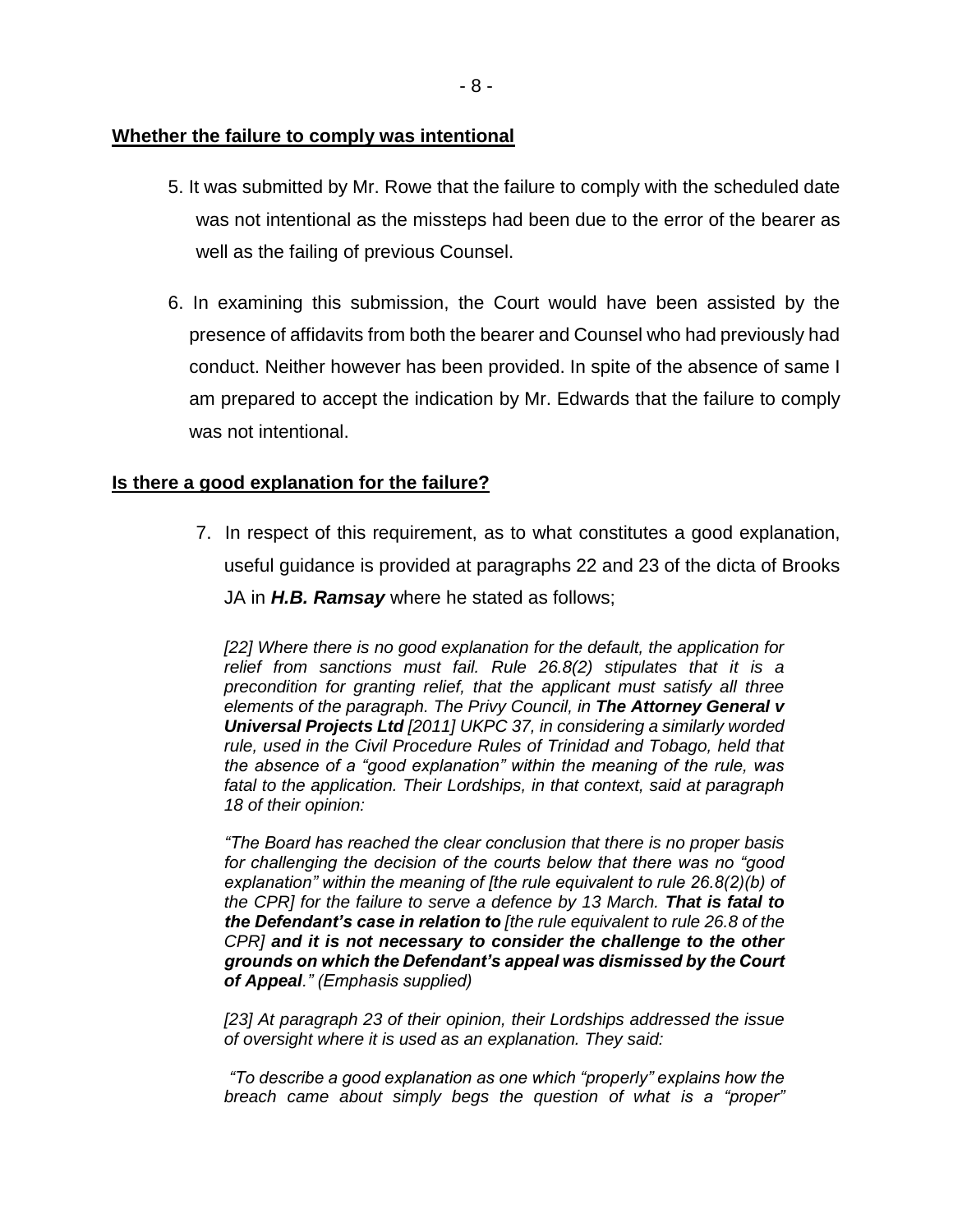**<u>Whether the failure to comply was intentional</u>**

5. It was submitted by Mr. Rowe that the failure to comply with the scheduled date was not intentional as the missteps had been due to the error of the bearer as well as the failing of previous Counsel.

6. In examining this submission, the Court would have been assisted by the presence of affidavits from both the bearer and Counsel who had previously had conduct. Neither however has been provided. In spite of the absence of same I am prepared to accept the indication by Mr. Edwards that the failure to comply was not intentional.

**<u>Is there a good explanation for the failure?</u>**

7. In respect of this requirement, as to what constitutes a good explanation, useful guidance is provided at paragraphs 22 and 23 of the dicta of Brooks JA in ***H.B. Ramsay*** where he stated as follows;

> *[22] Where there is no good explanation for the default, the application for relief from sanctions must fail. Rule 26.8(2) stipulates that it is a precondition for granting relief, that the applicant must satisfy all three elements of the paragraph. The Privy Council, in **The Attorney General v Universal Projects Ltd** [2011] UKPC 37, in considering a similarly worded rule, used in the Civil Procedure Rules of Trinidad and Tobago, held that the absence of a "good explanation" within the meaning of the rule, was fatal to the application. Their Lordships, in that context, said at paragraph 18 of their opinion:*
>
> *"The Board has reached the clear conclusion that there is no proper basis for challenging the decision of the courts below that there was no "good explanation" within the meaning of [the rule equivalent to rule 26.8(2)(b) of the CPR] for the failure to serve a defence by 13 March. **That is fatal to the Defendant's case in relation to** [the rule equivalent to rule 26.8 of the CPR] **and it is not necessary to consider the challenge to the other grounds on which the Defendant's appeal was dismissed by the Court of Appeal**." (Emphasis supplied)*
>
> *[23] At paragraph 23 of their opinion, their Lordships addressed the issue of oversight where it is used as an explanation. They said:*
>
> *"To describe a good explanation as one which "properly" explains how the breach came about simply begs the question of what is a "proper"*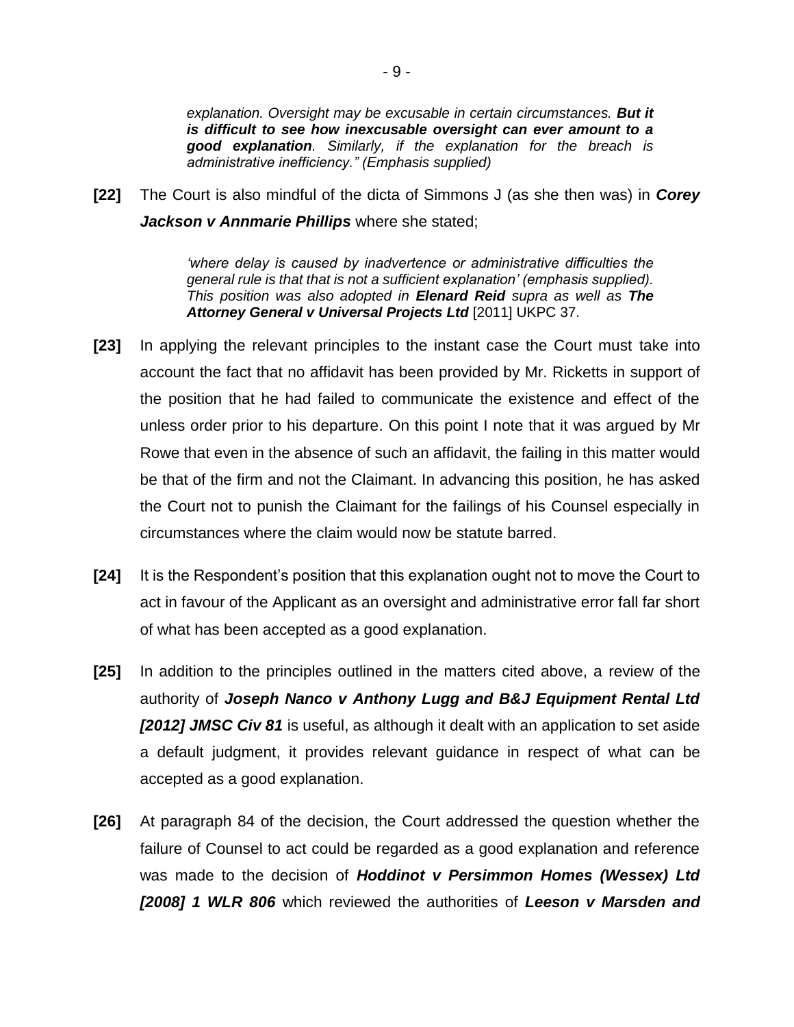> *explanation. Oversight may be excusable in certain circumstances.* ***But it is difficult to see how inexcusable oversight can ever amount to a good explanation****. Similarly, if the explanation for the breach is administrative inefficiency." (Emphasis supplied)*

**[22]** The Court is also mindful of the dicta of Simmons J (as she then was) in ***Corey Jackson v Annmarie Phillips*** where she stated;

> *'where delay is caused by inadvertence or administrative difficulties the general rule is that that is not a sufficient explanation' (emphasis supplied). This position was also adopted in* ***Elenard Reid*** *supra as well as* ***The Attorney General v Universal Projects Ltd*** [2011] UKPC 37.

**[23]** In applying the relevant principles to the instant case the Court must take into account the fact that no affidavit has been provided by Mr. Ricketts in support of the position that he had failed to communicate the existence and effect of the unless order prior to his departure. On this point I note that it was argued by Mr Rowe that even in the absence of such an affidavit, the failing in this matter would be that of the firm and not the Claimant. In advancing this position, he has asked the Court not to punish the Claimant for the failings of his Counsel especially in circumstances where the claim would now be statute barred.

**[24]** It is the Respondent's position that this explanation ought not to move the Court to act in favour of the Applicant as an oversight and administrative error fall far short of what has been accepted as a good explanation.

**[25]** In addition to the principles outlined in the matters cited above, a review of the authority of ***Joseph Nanco v Anthony Lugg and B&J Equipment Rental Ltd [2012] JMSC Civ 81*** is useful, as although it dealt with an application to set aside a default judgment, it provides relevant guidance in respect of what can be accepted as a good explanation.

**[26]** At paragraph 84 of the decision, the Court addressed the question whether the failure of Counsel to act could be regarded as a good explanation and reference was made to the decision of ***Hoddinot v Persimmon Homes (Wessex) Ltd [2008] 1 WLR 806*** which reviewed the authorities of ***Leeson v Marsden and***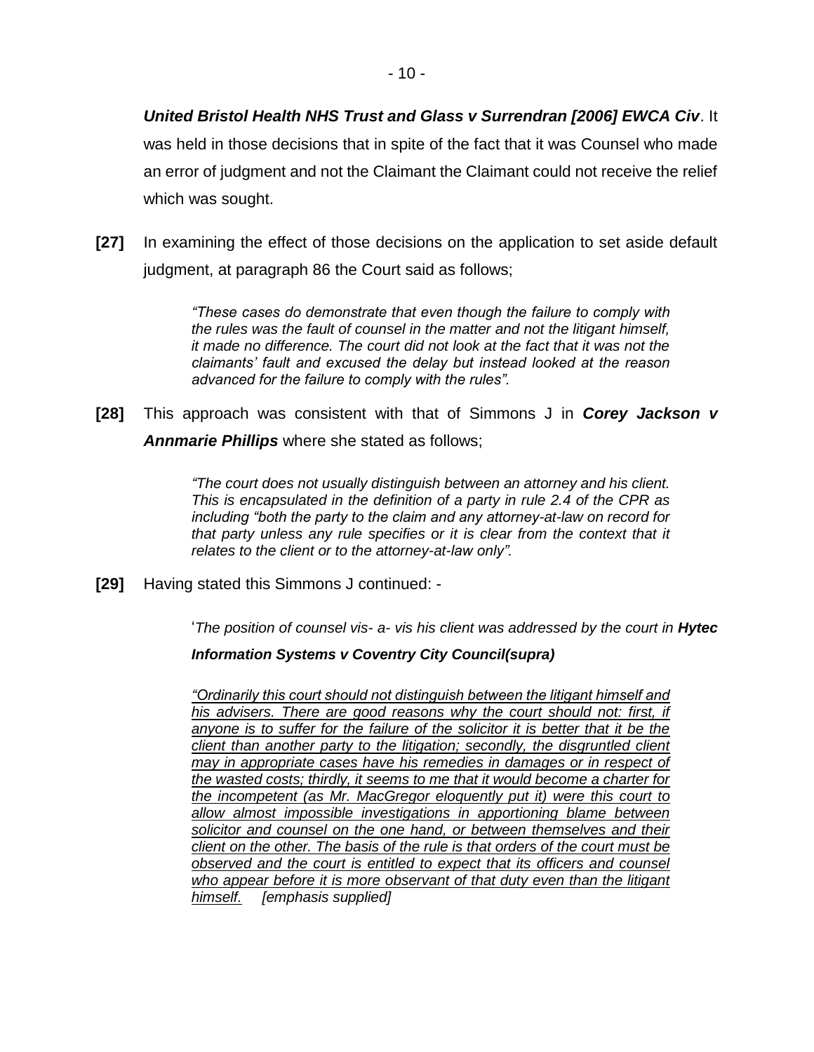***United Bristol Health NHS Trust and Glass v Surrendran [2006] EWCA Civ***. It was held in those decisions that in spite of the fact that it was Counsel who made an error of judgment and not the Claimant the Claimant could not receive the relief which was sought.

**[27]** In examining the effect of those decisions on the application to set aside default judgment, at paragraph 86 the Court said as follows;

> *"These cases do demonstrate that even though the failure to comply with the rules was the fault of counsel in the matter and not the litigant himself, it made no difference. The court did not look at the fact that it was not the claimants' fault and excused the delay but instead looked at the reason advanced for the failure to comply with the rules".*

**[28]** This approach was consistent with that of Simmons J in ***Corey Jackson v Annmarie Phillips*** where she stated as follows;

> *"The court does not usually distinguish between an attorney and his client. This is encapsulated in the definition of a party in rule 2.4 of the CPR as including "both the party to the claim and any attorney-at-law on record for that party unless any rule specifies or it is clear from the context that it relates to the client or to the attorney-at-law only".*

**[29]** Having stated this Simmons J continued: -

> '*The position of counsel vis- a- vis his client was addressed by the court in **Hytec Information Systems v Coventry City Council(supra)***
>
> *"Ordinarily this court should not distinguish between the litigant himself and his advisers. There are good reasons why the court should not: first, if anyone is to suffer for the failure of the solicitor it is better that it be the client than another party to the litigation; secondly, the disgruntled client may in appropriate cases have his remedies in damages or in respect of the wasted costs; thirdly, it seems to me that it would become a charter for the incompetent (as Mr. MacGregor eloquently put it) were this court to allow almost impossible investigations in apportioning blame between solicitor and counsel on the one hand, or between themselves and their client on the other. The basis of the rule is that orders of the court must be observed and the court is entitled to expect that its officers and counsel who appear before it is more observant of that duty even than the litigant himself.* *[emphasis supplied]*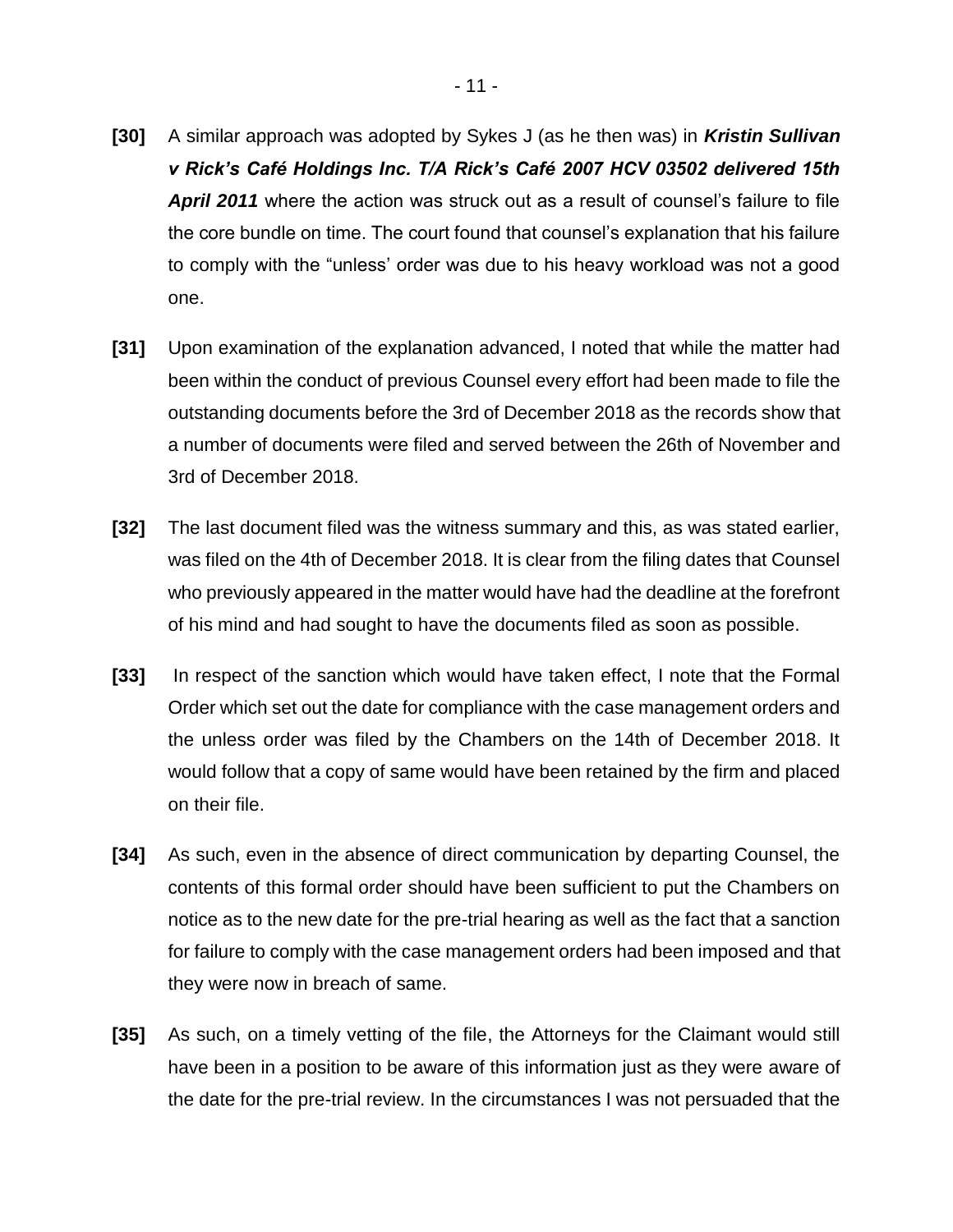**[30]** A similar approach was adopted by Sykes J (as he then was) in ***Kristin Sullivan v Rick's Café Holdings Inc. T/A Rick's Café 2007 HCV 03502 delivered 15th April 2011*** where the action was struck out as a result of counsel's failure to file the core bundle on time. The court found that counsel's explanation that his failure to comply with the "unless' order was due to his heavy workload was not a good one.

**[31]** Upon examination of the explanation advanced, I noted that while the matter had been within the conduct of previous Counsel every effort had been made to file the outstanding documents before the 3rd of December 2018 as the records show that a number of documents were filed and served between the 26th of November and 3rd of December 2018.

**[32]** The last document filed was the witness summary and this, as was stated earlier, was filed on the 4th of December 2018. It is clear from the filing dates that Counsel who previously appeared in the matter would have had the deadline at the forefront of his mind and had sought to have the documents filed as soon as possible.

**[33]** In respect of the sanction which would have taken effect, I note that the Formal Order which set out the date for compliance with the case management orders and the unless order was filed by the Chambers on the 14th of December 2018. It would follow that a copy of same would have been retained by the firm and placed on their file.

**[34]** As such, even in the absence of direct communication by departing Counsel, the contents of this formal order should have been sufficient to put the Chambers on notice as to the new date for the pre-trial hearing as well as the fact that a sanction for failure to comply with the case management orders had been imposed and that they were now in breach of same.

**[35]** As such, on a timely vetting of the file, the Attorneys for the Claimant would still have been in a position to be aware of this information just as they were aware of the date for the pre-trial review. In the circumstances I was not persuaded that the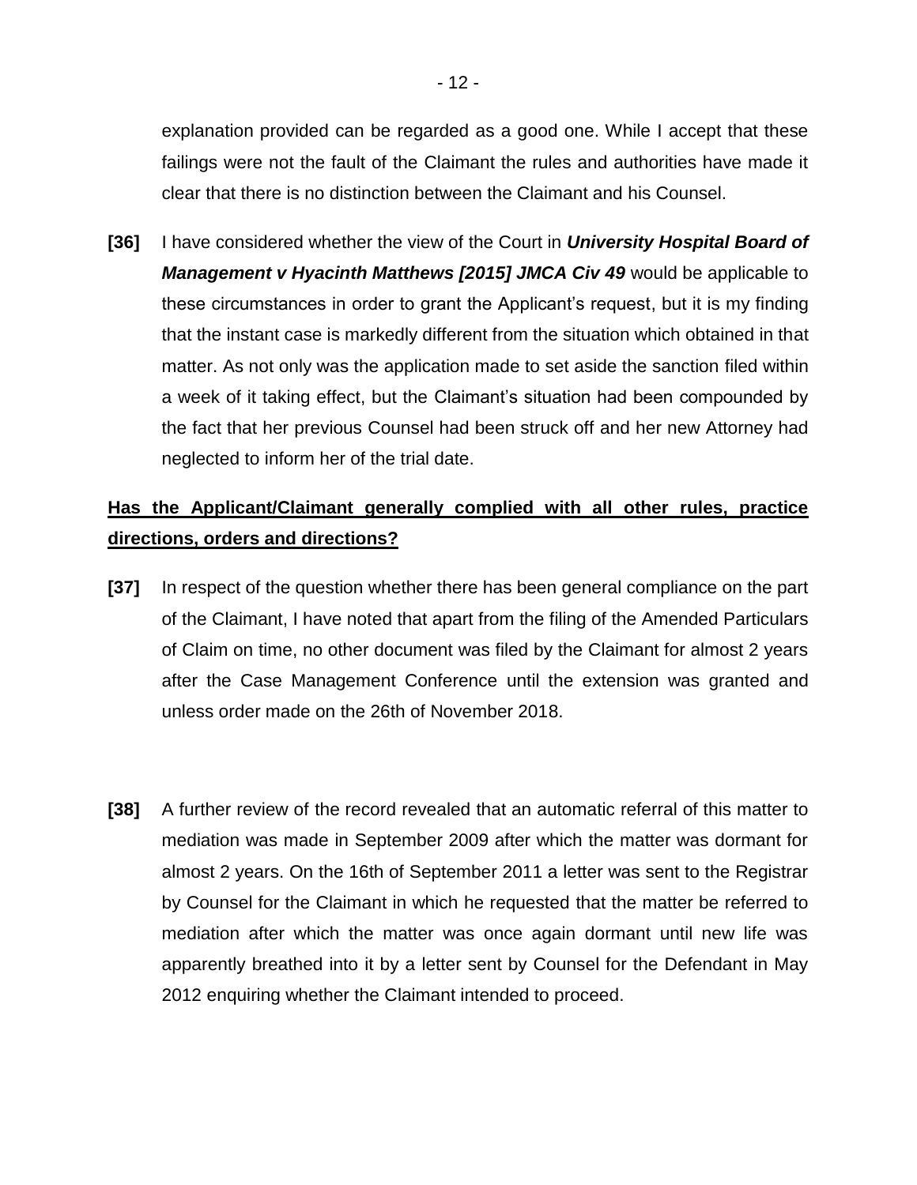explanation provided can be regarded as a good one. While I accept that these failings were not the fault of the Claimant the rules and authorities have made it clear that there is no distinction between the Claimant and his Counsel.

**[36]** I have considered whether the view of the Court in ***University Hospital Board of Management v Hyacinth Matthews [2015] JMCA Civ 49*** would be applicable to these circumstances in order to grant the Applicant's request, but it is my finding that the instant case is markedly different from the situation which obtained in that matter. As not only was the application made to set aside the sanction filed within a week of it taking effect, but the Claimant's situation had been compounded by the fact that her previous Counsel had been struck off and her new Attorney had neglected to inform her of the trial date.

**<u>Has the Applicant/Claimant generally complied with all other rules, practice directions, orders and directions?</u>**

**[37]** In respect of the question whether there has been general compliance on the part of the Claimant, I have noted that apart from the filing of the Amended Particulars of Claim on time, no other document was filed by the Claimant for almost 2 years after the Case Management Conference until the extension was granted and unless order made on the 26th of November 2018.

**[38]** A further review of the record revealed that an automatic referral of this matter to mediation was made in September 2009 after which the matter was dormant for almost 2 years. On the 16th of September 2011 a letter was sent to the Registrar by Counsel for the Claimant in which he requested that the matter be referred to mediation after which the matter was once again dormant until new life was apparently breathed into it by a letter sent by Counsel for the Defendant in May 2012 enquiring whether the Claimant intended to proceed.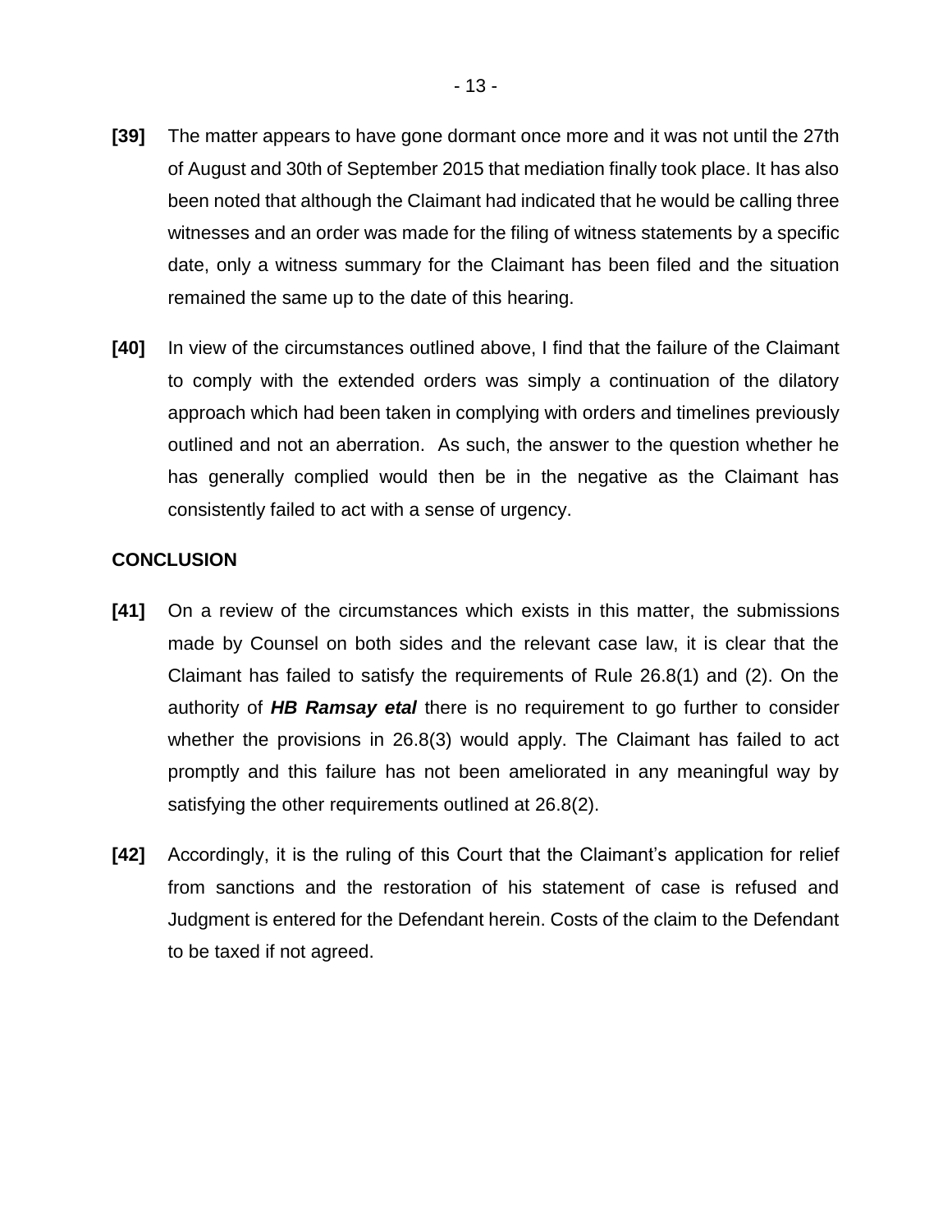**[39]** The matter appears to have gone dormant once more and it was not until the 27th of August and 30th of September 2015 that mediation finally took place. It has also been noted that although the Claimant had indicated that he would be calling three witnesses and an order was made for the filing of witness statements by a specific date, only a witness summary for the Claimant has been filed and the situation remained the same up to the date of this hearing.

**[40]** In view of the circumstances outlined above, I find that the failure of the Claimant to comply with the extended orders was simply a continuation of the dilatory approach which had been taken in complying with orders and timelines previously outlined and not an aberration. As such, the answer to the question whether he has generally complied would then be in the negative as the Claimant has consistently failed to act with a sense of urgency.

**CONCLUSION**

**[41]** On a review of the circumstances which exists in this matter, the submissions made by Counsel on both sides and the relevant case law, it is clear that the Claimant has failed to satisfy the requirements of Rule 26.8(1) and (2). On the authority of ***HB Ramsay etal*** there is no requirement to go further to consider whether the provisions in 26.8(3) would apply. The Claimant has failed to act promptly and this failure has not been ameliorated in any meaningful way by satisfying the other requirements outlined at 26.8(2).

**[42]** Accordingly, it is the ruling of this Court that the Claimant's application for relief from sanctions and the restoration of his statement of case is refused and Judgment is entered for the Defendant herein. Costs of the claim to the Defendant to be taxed if not agreed.